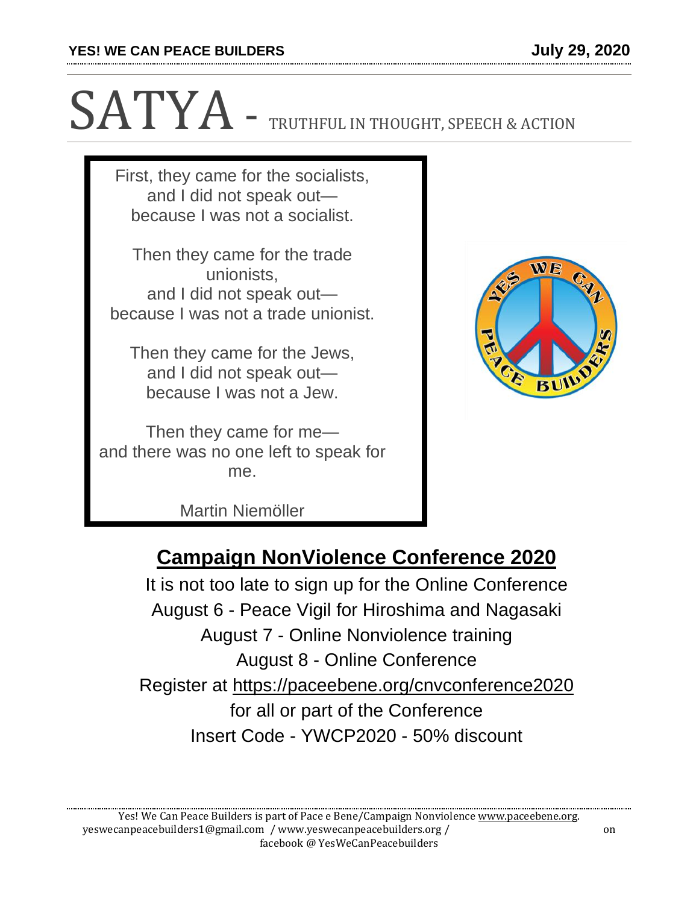# SATYA - TRUTHFUL IN THOUGHT, SPEECH & ACTION

First, they came for the socialists,
and I did not speak out—
because I was not a socialist.

Then they came for the trade unionists,
and I did not speak out—
because I was not a trade unionist.

Then they came for the Jews,
and I did not speak out—
because I was not a Jew.

Then they came for me—
and there was no one left to speak for me.

Martin Niemöller

## Campaign NonViolence Conference 2020

It is not too late to sign up for the Online Conference

August 6 - Peace Vigil for Hiroshima and Nagasaki

August 7 - Online Nonviolence training

August 8 - Online Conference

Register at https://paceebene.org/cnvconference2020

for all or part of the Conference

Insert Code - YWCP2020 - 50% discount

Yes! We Can Peace Builders is part of Pace e Bene/Campaign Nonviolence www.paceebene.org.
yeswecanpeacebuilders1@gmail.com / www.yeswecanpeacebuilders.org / on facebook @ YesWeCanPeacebuilders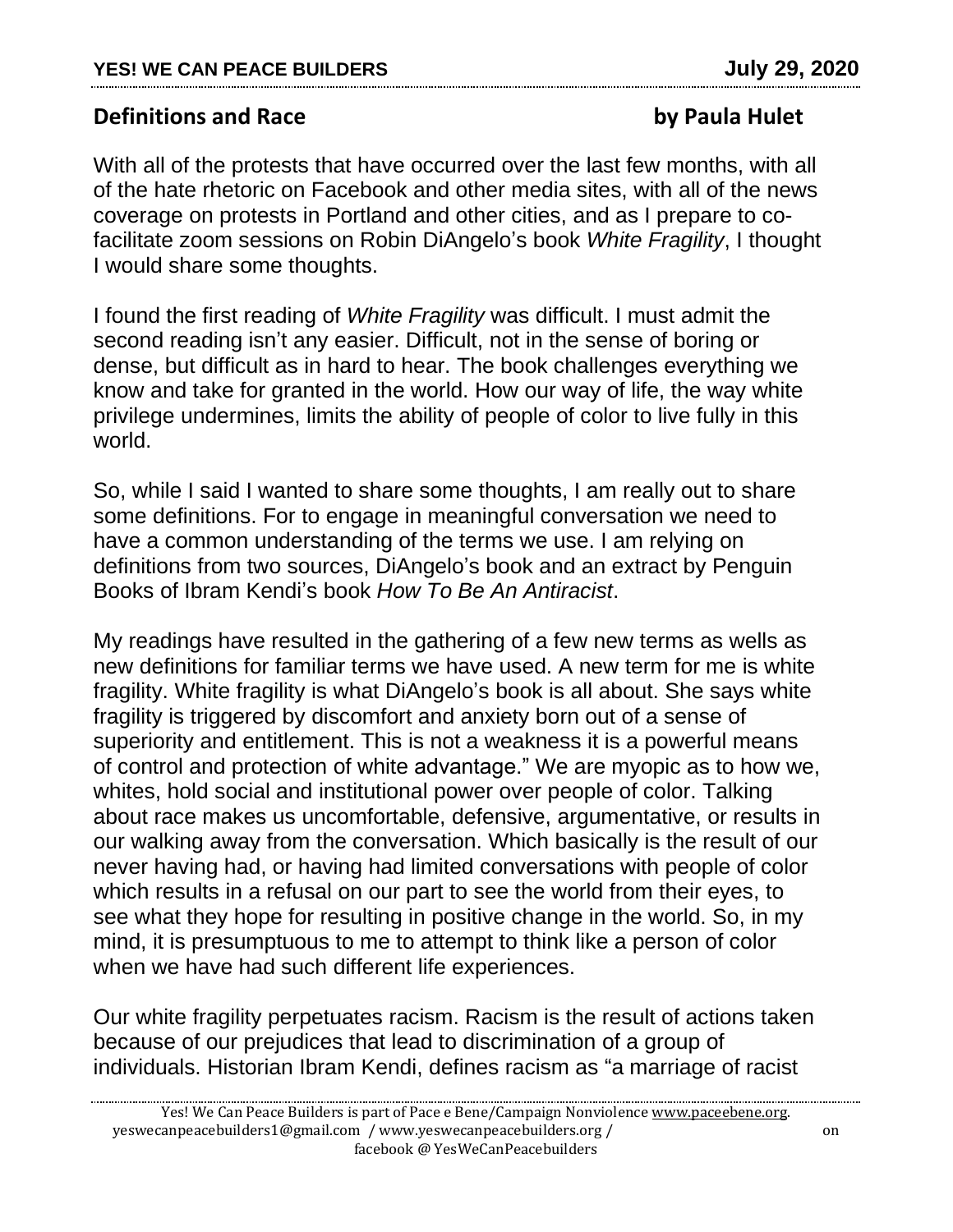## Definitions and Race by Paula Hulet

With all of the protests that have occurred over the last few months, with all of the hate rhetoric on Facebook and other media sites, with all of the news coverage on protests in Portland and other cities, and as I prepare to co-facilitate zoom sessions on Robin DiAngelo's book *White Fragility*, I thought I would share some thoughts.

I found the first reading of *White Fragility* was difficult. I must admit the second reading isn't any easier. Difficult, not in the sense of boring or dense, but difficult as in hard to hear. The book challenges everything we know and take for granted in the world. How our way of life, the way white privilege undermines, limits the ability of people of color to live fully in this world.

So, while I said I wanted to share some thoughts, I am really out to share some definitions. For to engage in meaningful conversation we need to have a common understanding of the terms we use. I am relying on definitions from two sources, DiAngelo's book and an extract by Penguin Books of Ibram Kendi's book *How To Be An Antiracist*.

My readings have resulted in the gathering of a few new terms as wells as new definitions for familiar terms we have used. A new term for me is white fragility. White fragility is what DiAngelo's book is all about. She says white fragility is triggered by discomfort and anxiety born out of a sense of superiority and entitlement. This is not a weakness it is a powerful means of control and protection of white advantage." We are myopic as to how we, whites, hold social and institutional power over people of color. Talking about race makes us uncomfortable, defensive, argumentative, or results in our walking away from the conversation. Which basically is the result of our never having had, or having had limited conversations with people of color which results in a refusal on our part to see the world from their eyes, to see what they hope for resulting in positive change in the world. So, in my mind, it is presumptuous to me to attempt to think like a person of color when we have had such different life experiences.

Our white fragility perpetuates racism. Racism is the result of actions taken because of our prejudices that lead to discrimination of a group of individuals. Historian Ibram Kendi, defines racism as "a marriage of racist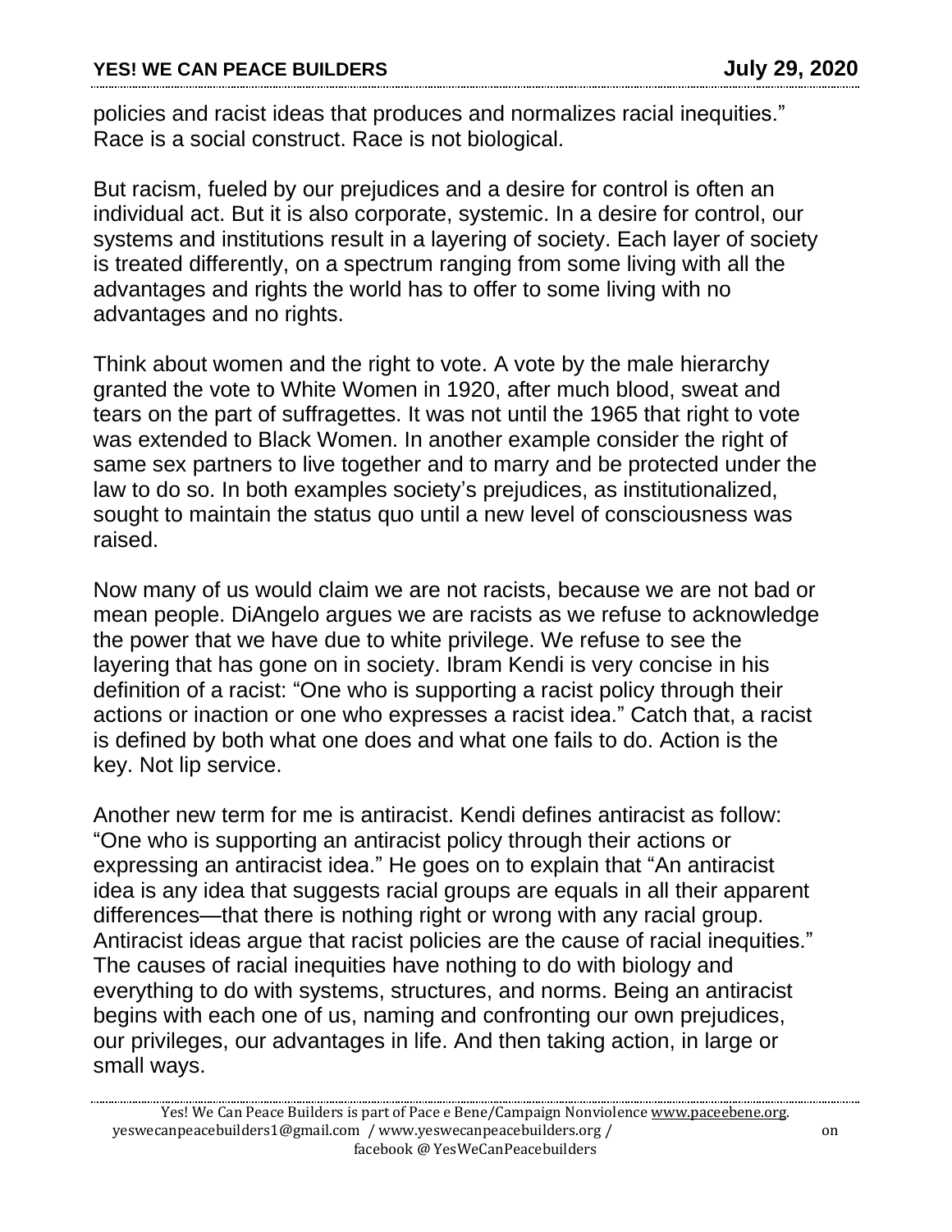policies and racist ideas that produces and normalizes racial inequities." Race is a social construct. Race is not biological.

But racism, fueled by our prejudices and a desire for control is often an individual act. But it is also corporate, systemic. In a desire for control, our systems and institutions result in a layering of society. Each layer of society is treated differently, on a spectrum ranging from some living with all the advantages and rights the world has to offer to some living with no advantages and no rights.

Think about women and the right to vote. A vote by the male hierarchy granted the vote to White Women in 1920, after much blood, sweat and tears on the part of suffragettes. It was not until the 1965 that right to vote was extended to Black Women. In another example consider the right of same sex partners to live together and to marry and be protected under the law to do so. In both examples society's prejudices, as institutionalized, sought to maintain the status quo until a new level of consciousness was raised.

Now many of us would claim we are not racists, because we are not bad or mean people. DiAngelo argues we are racists as we refuse to acknowledge the power that we have due to white privilege. We refuse to see the layering that has gone on in society. Ibram Kendi is very concise in his definition of a racist: "One who is supporting a racist policy through their actions or inaction or one who expresses a racist idea." Catch that, a racist is defined by both what one does and what one fails to do. Action is the key. Not lip service.

Another new term for me is antiracist. Kendi defines antiracist as follow: "One who is supporting an antiracist policy through their actions or expressing an antiracist idea." He goes on to explain that "An antiracist idea is any idea that suggests racial groups are equals in all their apparent differences—that there is nothing right or wrong with any racial group. Antiracist ideas argue that racist policies are the cause of racial inequities." The causes of racial inequities have nothing to do with biology and everything to do with systems, structures, and norms. Being an antiracist begins with each one of us, naming and confronting our own prejudices, our privileges, our advantages in life. And then taking action, in large or small ways.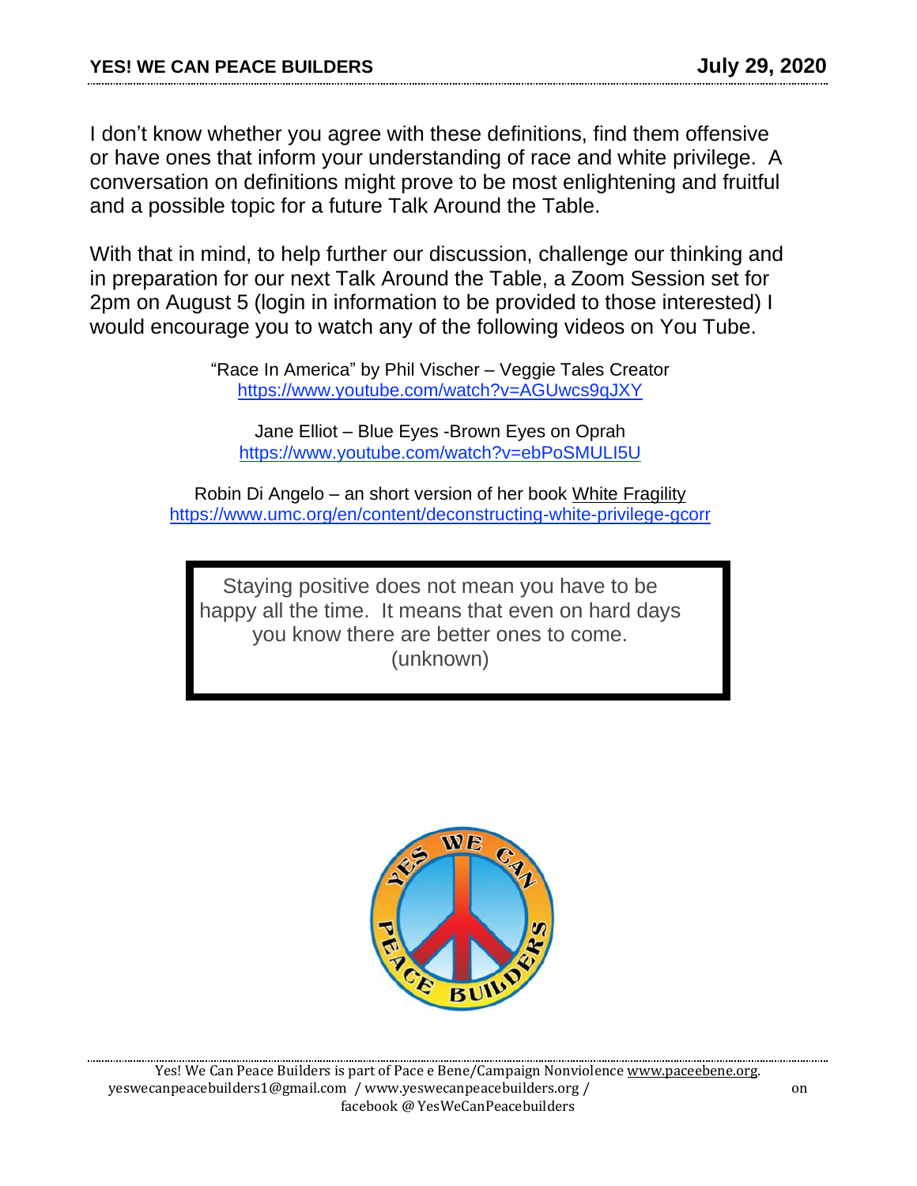I don't know whether you agree with these definitions, find them offensive or have ones that inform your understanding of race and white privilege. A conversation on definitions might prove to be most enlightening and fruitful and a possible topic for a future Talk Around the Table.

With that in mind, to help further our discussion, challenge our thinking and in preparation for our next Talk Around the Table, a Zoom Session set for 2pm on August 5 (login in information to be provided to those interested) I would encourage you to watch any of the following videos on You Tube.

"Race In America" by Phil Vischer – Veggie Tales Creator
https://www.youtube.com/watch?v=AGUwcs9qJXY

Jane Elliot – Blue Eyes -Brown Eyes on Oprah
https://www.youtube.com/watch?v=ebPoSMULI5U

Robin Di Angelo – an short version of her book White Fragility
https://www.umc.org/en/content/deconstructing-white-privilege-gcorr

> Staying positive does not mean you have to be happy all the time. It means that even on hard days you know there are better ones to come.
> (unknown)

Yes! We Can Peace Builders is part of Pace e Bene/Campaign Nonviolence www.paceebene.org.
yeswecanpeacebuilders1@gmail.com / www.yeswecanpeacebuilders.org / on facebook @ YesWeCanPeacebuilders